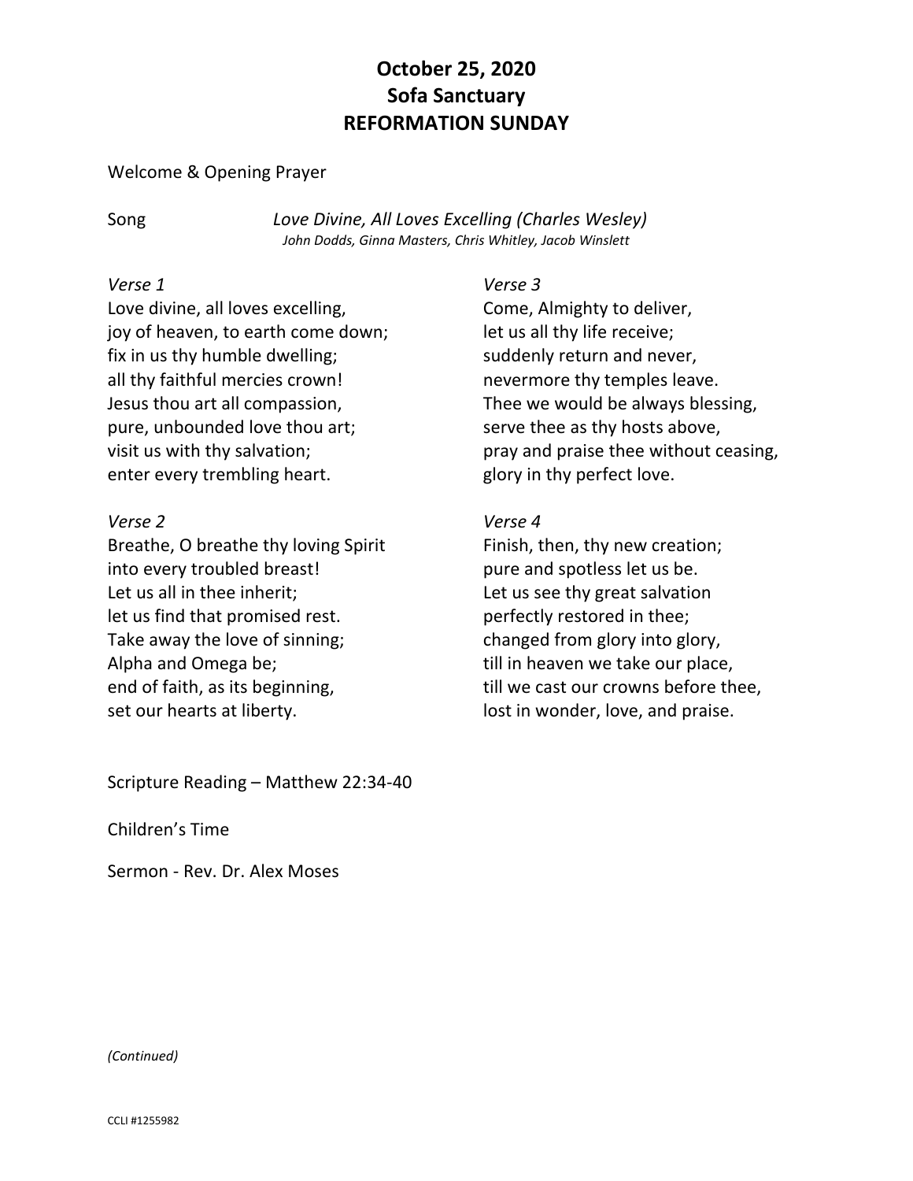# October 25, 2020
# Sofa Sanctuary
# REFORMATION SUNDAY

Welcome & Opening Prayer

Song *Love Divine, All Loves Excelling (Charles Wesley)*
*John Dodds, Ginna Masters, Chris Whitley, Jacob Winslett*

*Verse 1*
Love divine, all loves excelling,
joy of heaven, to earth come down;
fix in us thy humble dwelling;
all thy faithful mercies crown!
Jesus thou art all compassion,
pure, unbounded love thou art;
visit us with thy salvation;
enter every trembling heart.

*Verse 2*
Breathe, O breathe thy loving Spirit
into every troubled breast!
Let us all in thee inherit;
let us find that promised rest.
Take away the love of sinning;
Alpha and Omega be;
end of faith, as its beginning,
set our hearts at liberty.

*Verse 3*
Come, Almighty to deliver,
let us all thy life receive;
suddenly return and never,
nevermore thy temples leave.
Thee we would be always blessing,
serve thee as thy hosts above,
pray and praise thee without ceasing,
glory in thy perfect love.

*Verse 4*
Finish, then, thy new creation;
pure and spotless let us be.
Let us see thy great salvation
perfectly restored in thee;
changed from glory into glory,
till in heaven we take our place,
till we cast our crowns before thee,
lost in wonder, love, and praise.

Scripture Reading – Matthew 22:34-40

Children's Time

Sermon - Rev. Dr. Alex Moses

*(Continued)*

CCLI #1255982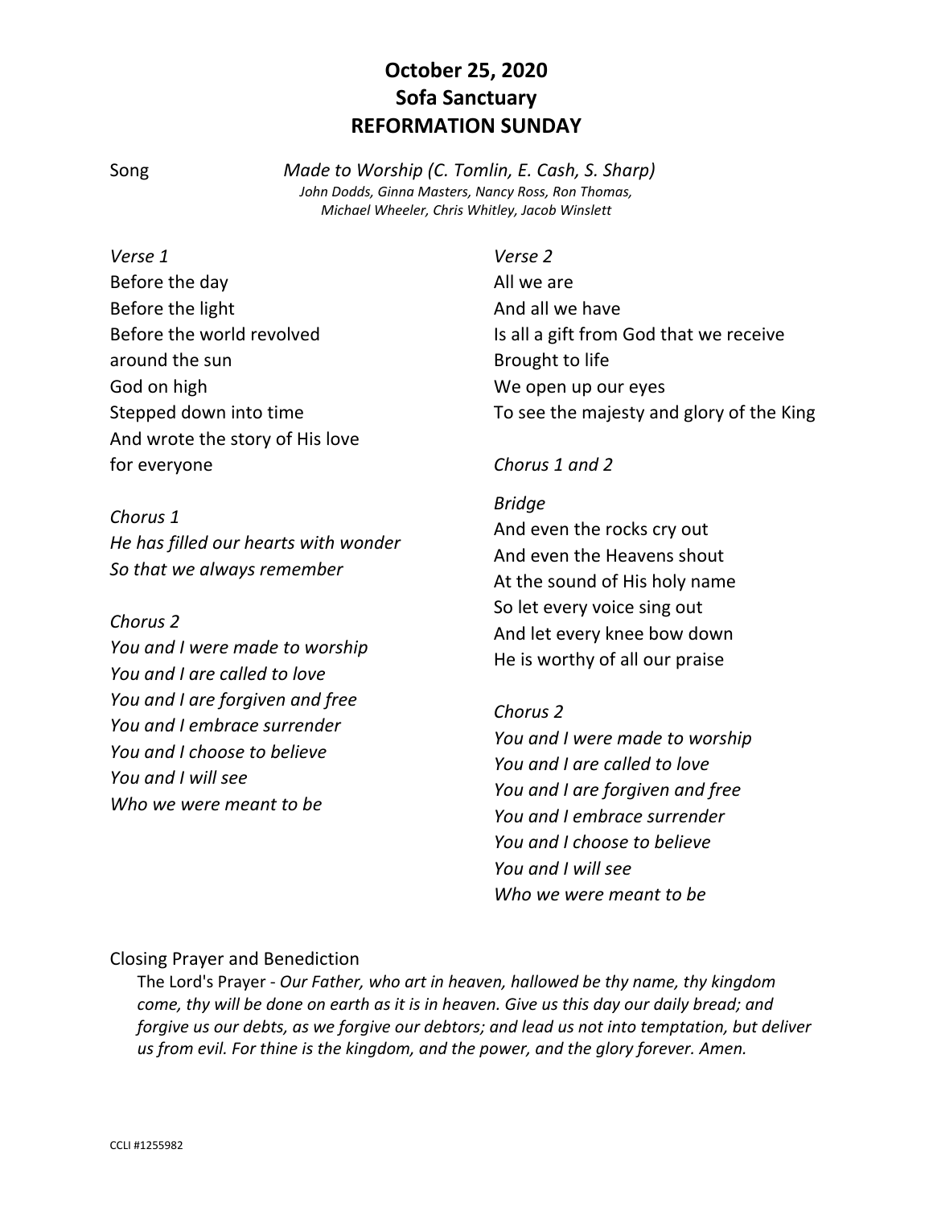# October 25, 2020
# Sofa Sanctuary
# REFORMATION SUNDAY

Song *Made to Worship (C. Tomlin, E. Cash, S. Sharp)*

*John Dodds, Ginna Masters, Nancy Ross, Ron Thomas, Michael Wheeler, Chris Whitley, Jacob Winslett*

*Verse 1*
Before the day
Before the light
Before the world revolved
around the sun
God on high
Stepped down into time
And wrote the story of His love
for everyone

*Chorus 1*
*He has filled our hearts with wonder*
*So that we always remember*

*Chorus 2*
*You and I were made to worship*
*You and I are called to love*
*You and I are forgiven and free*
*You and I embrace surrender*
*You and I choose to believe*
*You and I will see*
*Who we were meant to be*

*Verse 2*
All we are
And all we have
Is all a gift from God that we receive
Brought to life
We open up our eyes
To see the majesty and glory of the King

*Chorus 1 and 2*

*Bridge*
And even the rocks cry out
And even the Heavens shout
At the sound of His holy name
So let every voice sing out
And let every knee bow down
He is worthy of all our praise

*Chorus 2*
*You and I were made to worship*
*You and I are called to love*
*You and I are forgiven and free*
*You and I embrace surrender*
*You and I choose to believe*
*You and I will see*
*Who we were meant to be*

Closing Prayer and Benediction

The Lord's Prayer - *Our Father, who art in heaven, hallowed be thy name, thy kingdom come, thy will be done on earth as it is in heaven. Give us this day our daily bread; and forgive us our debts, as we forgive our debtors; and lead us not into temptation, but deliver us from evil. For thine is the kingdom, and the power, and the glory forever. Amen.*

CCLI #1255982